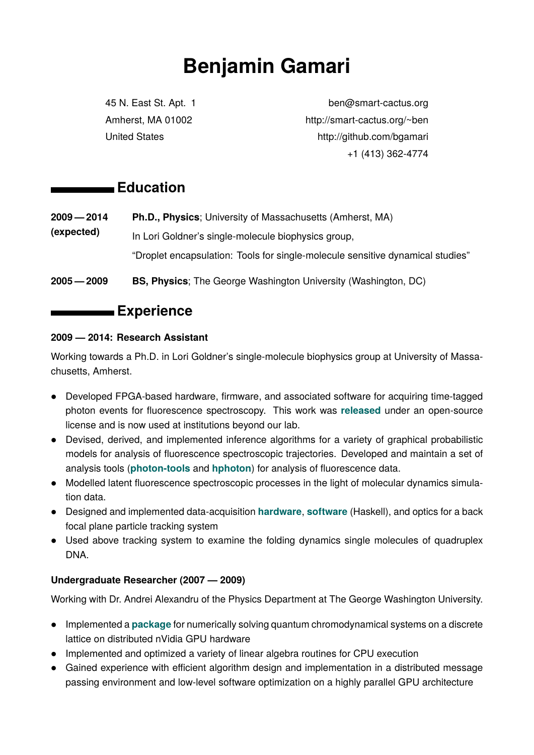# Benjamin Gamari

45 N. East St. Apt. 1
Amherst, MA 01002
United States

ben@smart-cactus.org
http://smart-cactus.org/~ben
http://github.com/bgamari
+1 (413) 362-4774

## Education

**2009 — 2014 (expected)** **Ph.D., Physics**; University of Massachusetts (Amherst, MA)
In Lori Goldner's single-molecule biophysics group,
"Droplet encapsulation: Tools for single-molecule sensitive dynamical studies"

**2005 — 2009** **BS, Physics**; The George Washington University (Washington, DC)

## Experience

**2009 — 2014: Research Assistant**

Working towards a Ph.D. in Lori Goldner's single-molecule biophysics group at University of Massachusetts, Amherst.

- Developed FPGA-based hardware, firmware, and associated software for acquiring time-tagged photon events for fluorescence spectroscopy. This work was **released** under an open-source license and is now used at institutions beyond our lab.
- Devised, derived, and implemented inference algorithms for a variety of graphical probabilistic models for analysis of fluorescence spectroscopic trajectories. Developed and maintain a set of analysis tools (**photon-tools** and **hphoton**) for analysis of fluorescence data.
- Modelled latent fluorescence spectroscopic processes in the light of molecular dynamics simulation data.
- Designed and implemented data-acquisition **hardware**, **software** (Haskell), and optics for a back focal plane particle tracking system
- Used above tracking system to examine the folding dynamics single molecules of quadruplex DNA.

**Undergraduate Researcher (2007 — 2009)**

Working with Dr. Andrei Alexandru of the Physics Department at The George Washington University.

- Implemented a **package** for numerically solving quantum chromodynamical systems on a discrete lattice on distributed nVidia GPU hardware
- Implemented and optimized a variety of linear algebra routines for CPU execution
- Gained experience with efficient algorithm design and implementation in a distributed message passing environment and low-level software optimization on a highly parallel GPU architecture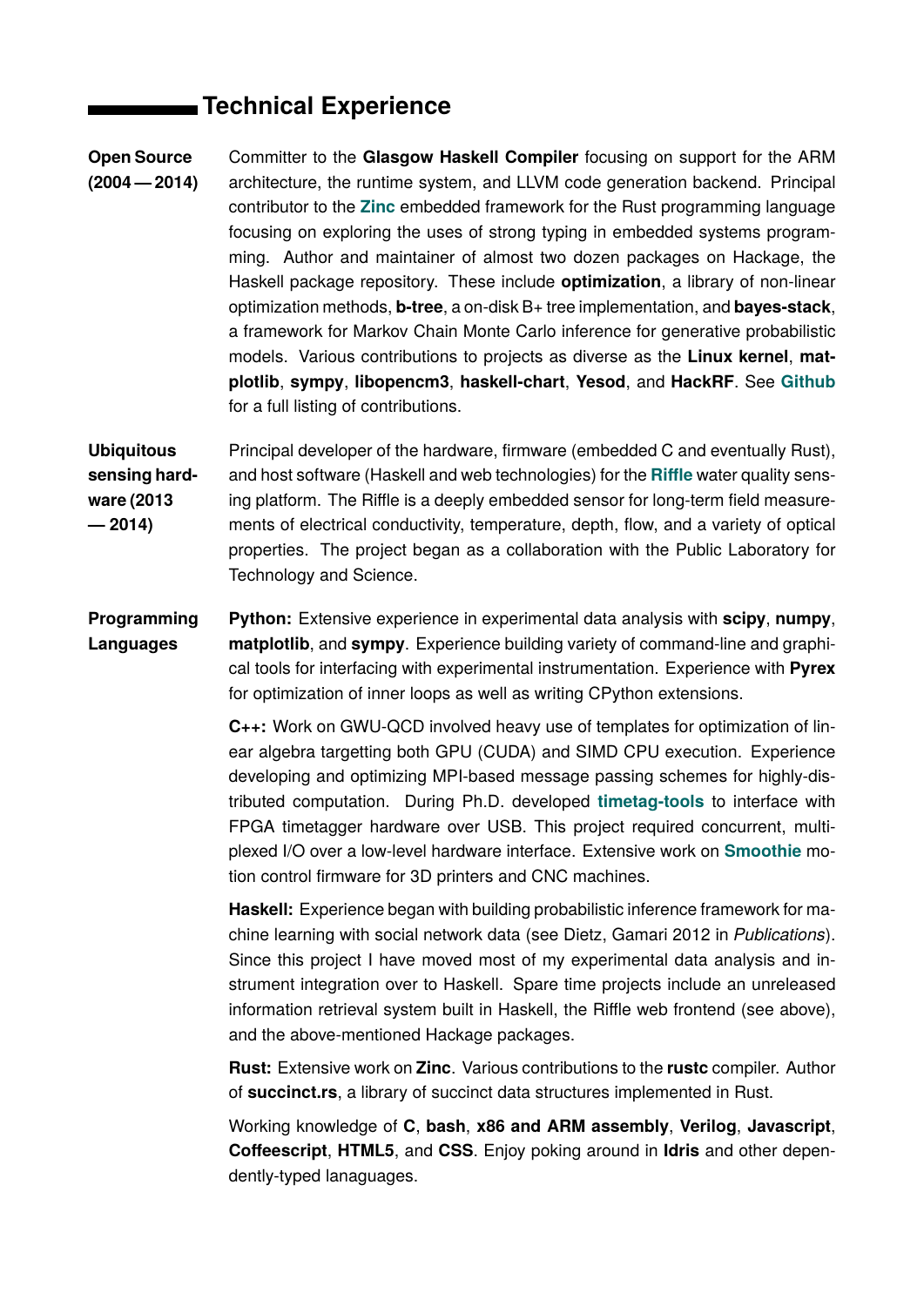## Technical Experience

**Open Source (2004 — 2014)**

Committer to the **Glasgow Haskell Compiler** focusing on support for the ARM architecture, the runtime system, and LLVM code generation backend. Principal contributor to the **Zinc** embedded framework for the Rust programming language focusing on exploring the uses of strong typing in embedded systems programming. Author and maintainer of almost two dozen packages on Hackage, the Haskell package repository. These include **optimization**, a library of non-linear optimization methods, **b-tree**, a on-disk B+ tree implementation, and **bayes-stack**, a framework for Markov Chain Monte Carlo inference for generative probabilistic models. Various contributions to projects as diverse as the **Linux kernel**, **matplotlib**, **sympy**, **libopencm3**, **haskell-chart**, **Yesod**, and **HackRF**. See **Github** for a full listing of contributions.

**Ubiquitous sensing hardware (2013 — 2014)**

Principal developer of the hardware, firmware (embedded C and eventually Rust), and host software (Haskell and web technologies) for the **Riffle** water quality sensing platform. The Riffle is a deeply embedded sensor for long-term field measurements of electrical conductivity, temperature, depth, flow, and a variety of optical properties. The project began as a collaboration with the Public Laboratory for Technology and Science.

**Programming Languages**

**Python:** Extensive experience in experimental data analysis with **scipy**, **numpy**, **matplotlib**, and **sympy**. Experience building variety of command-line and graphical tools for interfacing with experimental instrumentation. Experience with **Pyrex** for optimization of inner loops as well as writing CPython extensions.

**C++:** Work on GWU-QCD involved heavy use of templates for optimization of linear algebra targetting both GPU (CUDA) and SIMD CPU execution. Experience developing and optimizing MPI-based message passing schemes for highly-distributed computation. During Ph.D. developed **timetag-tools** to interface with FPGA timetagger hardware over USB. This project required concurrent, multiplexed I/O over a low-level hardware interface. Extensive work on **Smoothie** motion control firmware for 3D printers and CNC machines.

**Haskell:** Experience began with building probabilistic inference framework for machine learning with social network data (see Dietz, Gamari 2012 in *Publications*). Since this project I have moved most of my experimental data analysis and instrument integration over to Haskell. Spare time projects include an unreleased information retrieval system built in Haskell, the Riffle web frontend (see above), and the above-mentioned Hackage packages.

**Rust:** Extensive work on **Zinc**. Various contributions to the **rustc** compiler. Author of **succinct.rs**, a library of succinct data structures implemented in Rust.

Working knowledge of **C**, **bash**, **x86 and ARM assembly**, **Verilog**, **Javascript**, **Coffeescript**, **HTML5**, and **CSS**. Enjoy poking around in **Idris** and other dependently-typed lanaguages.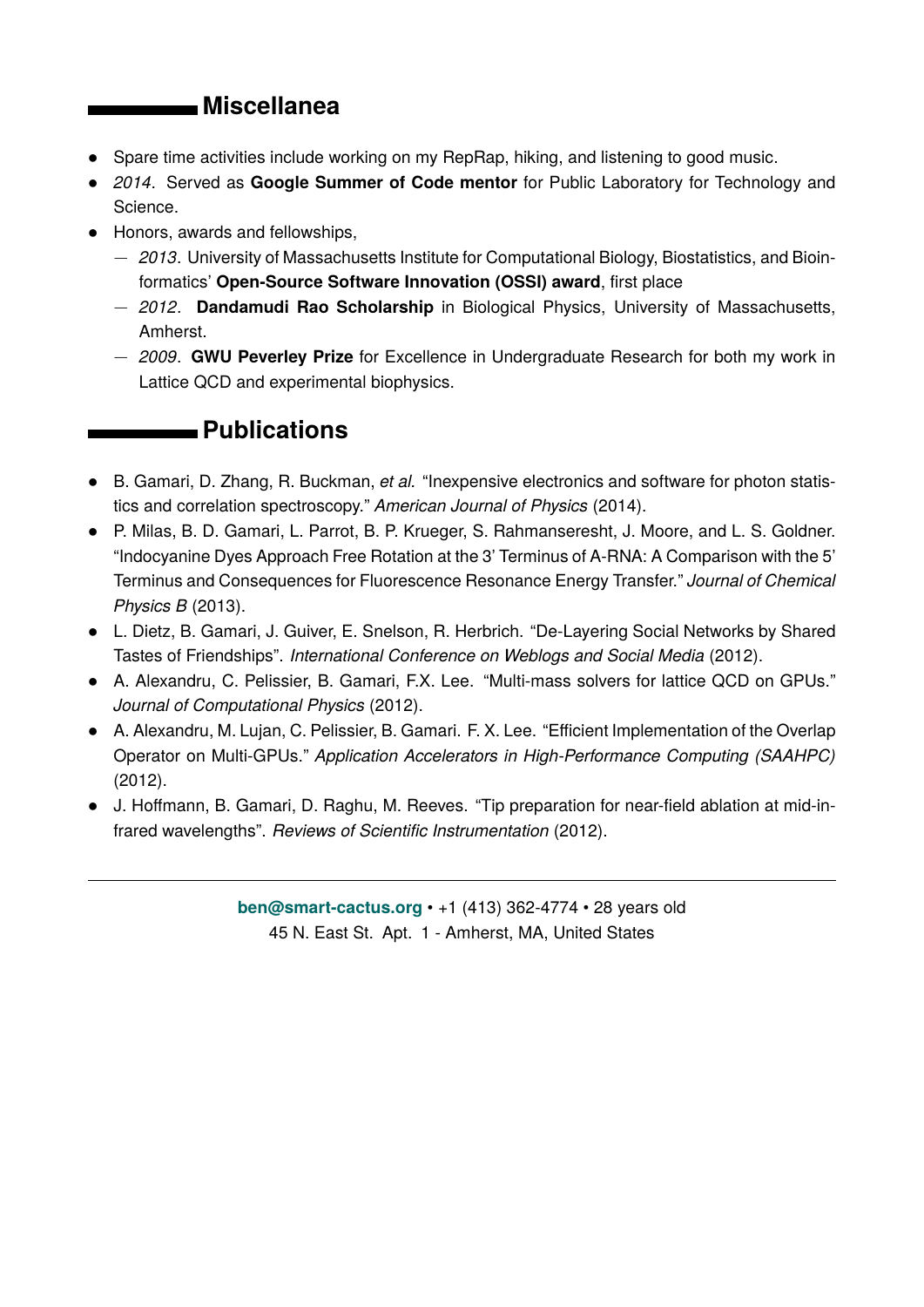## Miscellanea

- Spare time activities include working on my RepRap, hiking, and listening to good music.
- *2014*. Served as **Google Summer of Code mentor** for Public Laboratory for Technology and Science.
- Honors, awards and fellowships,
  - *2013*. University of Massachusetts Institute for Computational Biology, Biostatistics, and Bioinformatics' **Open-Source Software Innovation (OSSI) award**, first place
  - *2012*. **Dandamudi Rao Scholarship** in Biological Physics, University of Massachusetts, Amherst.
  - *2009*. **GWU Peverley Prize** for Excellence in Undergraduate Research for both my work in Lattice QCD and experimental biophysics.

## Publications

- B. Gamari, D. Zhang, R. Buckman, *et al.* "Inexpensive electronics and software for photon statistics and correlation spectroscopy." *American Journal of Physics* (2014).
- P. Milas, B. D. Gamari, L. Parrot, B. P. Krueger, S. Rahmanseresht, J. Moore, and L. S. Goldner. "Indocyanine Dyes Approach Free Rotation at the 3' Terminus of A-RNA: A Comparison with the 5' Terminus and Consequences for Fluorescence Resonance Energy Transfer." *Journal of Chemical Physics B* (2013).
- L. Dietz, B. Gamari, J. Guiver, E. Snelson, R. Herbrich. "De-Layering Social Networks by Shared Tastes of Friendships". *International Conference on Weblogs and Social Media* (2012).
- A. Alexandru, C. Pelissier, B. Gamari, F.X. Lee. "Multi-mass solvers for lattice QCD on GPUs." *Journal of Computational Physics* (2012).
- A. Alexandru, M. Lujan, C. Pelissier, B. Gamari. F. X. Lee. "Efficient Implementation of the Overlap Operator on Multi-GPUs." *Application Accelerators in High-Performance Computing (SAAHPC)* (2012).
- J. Hoffmann, B. Gamari, D. Raghu, M. Reeves. "Tip preparation for near-field ablation at mid-infrared wavelengths". *Reviews of Scientific Instrumentation* (2012).

---

**ben@smart-cactus.org** • +1 (413) 362-4774 • 28 years old
45 N. East St. Apt. 1 - Amherst, MA, United States